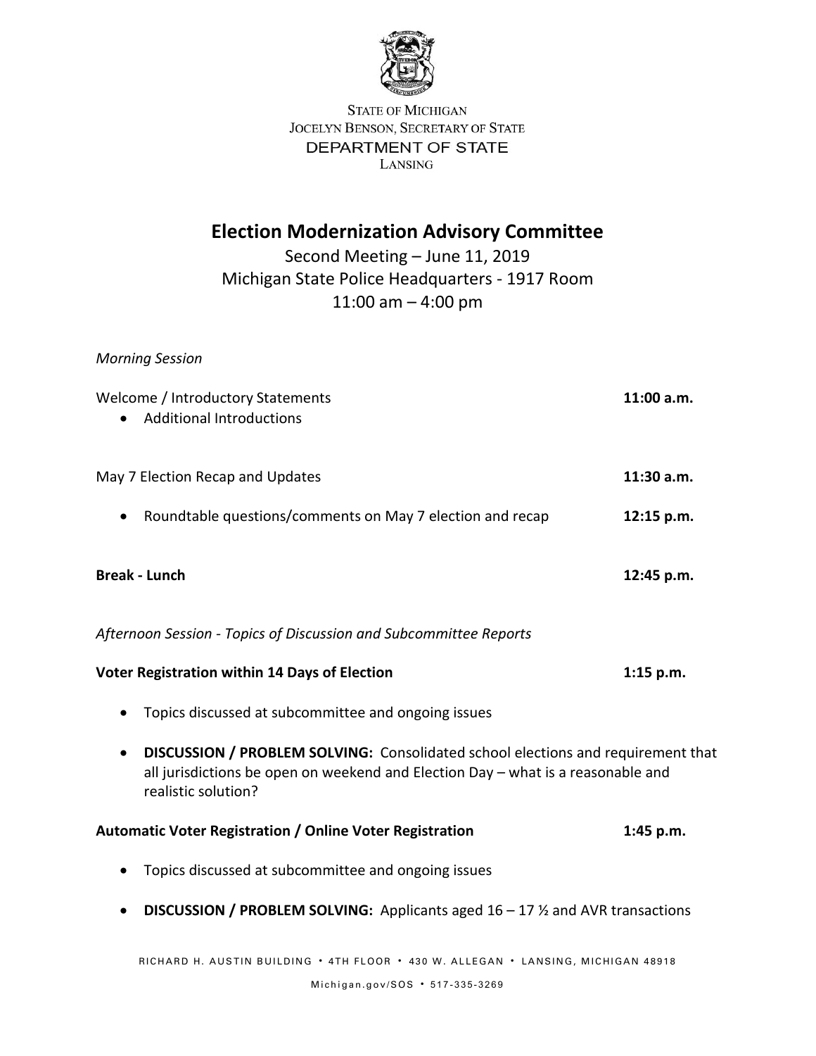STATE OF MICHIGAN
JOCELYN BENSON, SECRETARY OF STATE
DEPARTMENT OF STATE
LANSING

# Election Modernization Advisory Committee

Second Meeting – June 11, 2019
Michigan State Police Headquarters - 1917 Room
11:00 am – 4:00 pm

*Morning Session*

Welcome / Introductory Statements **11:00 a.m.**

- Additional Introductions

May 7 Election Recap and Updates **11:30 a.m.**

- Roundtable questions/comments on May 7 election and recap **12:15 p.m.**

**Break - Lunch** **12:45 p.m.**

*Afternoon Session - Topics of Discussion and Subcommittee Reports*

**Voter Registration within 14 Days of Election** **1:15 p.m.**

- Topics discussed at subcommittee and ongoing issues
- **DISCUSSION / PROBLEM SOLVING:** Consolidated school elections and requirement that all jurisdictions be open on weekend and Election Day – what is a reasonable and realistic solution?

**Automatic Voter Registration / Online Voter Registration** **1:45 p.m.**

- Topics discussed at subcommittee and ongoing issues
- **DISCUSSION / PROBLEM SOLVING:** Applicants aged 16 – 17 ½ and AVR transactions

RICHARD H. AUSTIN BUILDING • 4TH FLOOR • 430 W. ALLEGAN • LANSING, MICHIGAN 48918

Michigan.gov/SOS • 517-335-3269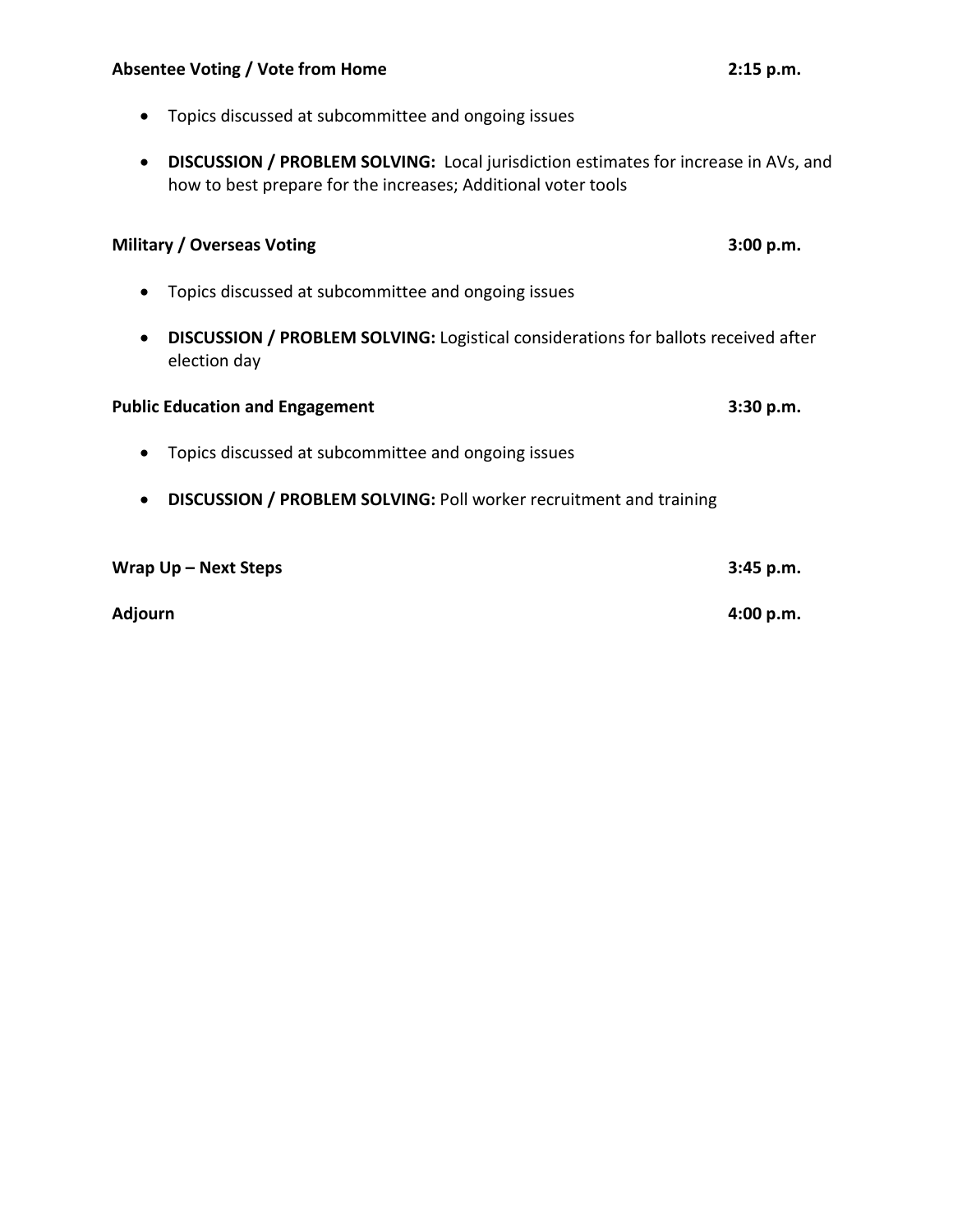**Absentee Voting / Vote from Home** **2:15 p.m.**

- Topics discussed at subcommittee and ongoing issues
- **DISCUSSION / PROBLEM SOLVING:** Local jurisdiction estimates for increase in AVs, and how to best prepare for the increases; Additional voter tools

**Military / Overseas Voting** **3:00 p.m.**

- Topics discussed at subcommittee and ongoing issues
- **DISCUSSION / PROBLEM SOLVING:** Logistical considerations for ballots received after election day

**Public Education and Engagement** **3:30 p.m.**

- Topics discussed at subcommittee and ongoing issues
- **DISCUSSION / PROBLEM SOLVING:** Poll worker recruitment and training

**Wrap Up – Next Steps** **3:45 p.m.**

**Adjourn** **4:00 p.m.**